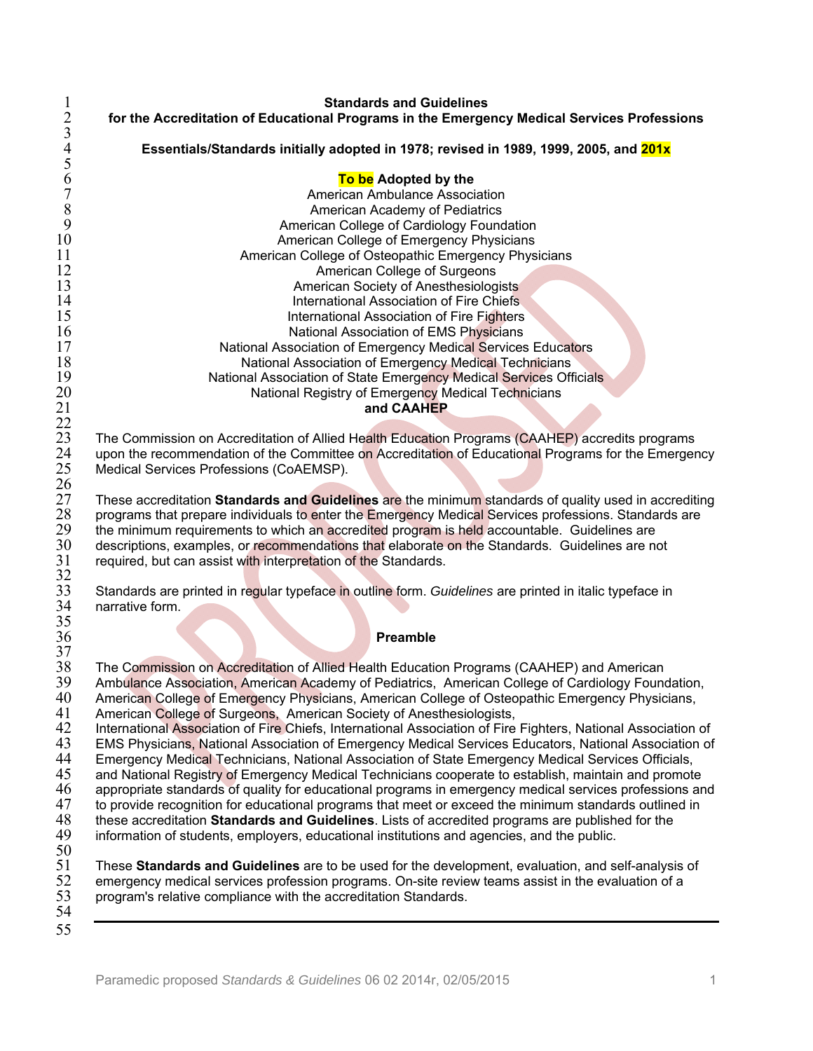**Standards and Guidelines**
**for the Accreditation of Educational Programs in the Emergency Medical Services Professions**

**Essentials/Standards initially adopted in 1978; revised in 1989, 1999, 2005, and 201x**

**To be Adopted by the**
American Ambulance Association
American Academy of Pediatrics
American College of Cardiology Foundation
American College of Emergency Physicians
American College of Osteopathic Emergency Physicians
American College of Surgeons
American Society of Anesthesiologists
International Association of Fire Chiefs
International Association of Fire Fighters
National Association of EMS Physicians
National Association of Emergency Medical Services Educators
National Association of Emergency Medical Technicians
National Association of State Emergency Medical Services Officials
National Registry of Emergency Medical Technicians
**and CAAHEP**

The Commission on Accreditation of Allied Health Education Programs (CAAHEP) accredits programs upon the recommendation of the Committee on Accreditation of Educational Programs for the Emergency Medical Services Professions (CoAEMSP).

These accreditation **Standards and Guidelines** are the minimum standards of quality used in accrediting programs that prepare individuals to enter the Emergency Medical Services professions. Standards are the minimum requirements to which an accredited program is held accountable. Guidelines are descriptions, examples, or recommendations that elaborate on the Standards. Guidelines are not required, but can assist with interpretation of the Standards.

Standards are printed in regular typeface in outline form. *Guidelines* are printed in italic typeface in narrative form.

## Preamble

The Commission on Accreditation of Allied Health Education Programs (CAAHEP) and American Ambulance Association, American Academy of Pediatrics, American College of Cardiology Foundation, American College of Emergency Physicians, American College of Osteopathic Emergency Physicians, American College of Surgeons, American Society of Anesthesiologists, International Association of Fire Chiefs, International Association of Fire Fighters, National Association of EMS Physicians, National Association of Emergency Medical Services Educators, National Association of Emergency Medical Technicians, National Association of State Emergency Medical Services Officials, and National Registry of Emergency Medical Technicians cooperate to establish, maintain and promote appropriate standards of quality for educational programs in emergency medical services professions and to provide recognition for educational programs that meet or exceed the minimum standards outlined in these accreditation **Standards and Guidelines**. Lists of accredited programs are published for the information of students, employers, educational institutions and agencies, and the public.

These **Standards and Guidelines** are to be used for the development, evaluation, and self-analysis of emergency medical services profession programs. On-site review teams assist in the evaluation of a program's relative compliance with the accreditation Standards.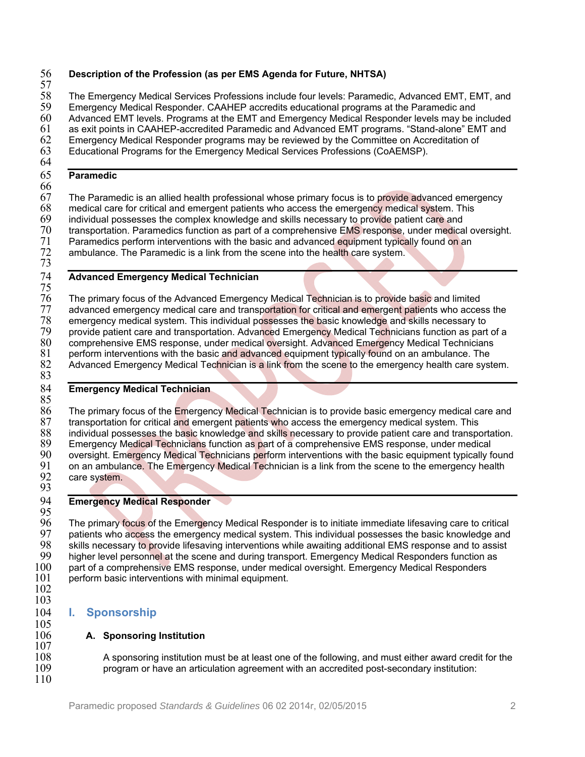**Description of the Profession (as per EMS Agenda for Future, NHTSA)**

The Emergency Medical Services Professions include four levels: Paramedic, Advanced EMT, EMT, and Emergency Medical Responder. CAAHEP accredits educational programs at the Paramedic and Advanced EMT levels. Programs at the EMT and Emergency Medical Responder levels may be included as exit points in CAAHEP-accredited Paramedic and Advanced EMT programs. "Stand-alone" EMT and Emergency Medical Responder programs may be reviewed by the Committee on Accreditation of Educational Programs for the Emergency Medical Services Professions (CoAEMSP).

**Paramedic**

The Paramedic is an allied health professional whose primary focus is to provide advanced emergency medical care for critical and emergent patients who access the emergency medical system. This individual possesses the complex knowledge and skills necessary to provide patient care and transportation. Paramedics function as part of a comprehensive EMS response, under medical oversight. Paramedics perform interventions with the basic and advanced equipment typically found on an ambulance. The Paramedic is a link from the scene into the health care system.

**Advanced Emergency Medical Technician**

The primary focus of the Advanced Emergency Medical Technician is to provide basic and limited advanced emergency medical care and transportation for critical and emergent patients who access the emergency medical system. This individual possesses the basic knowledge and skills necessary to provide patient care and transportation. Advanced Emergency Medical Technicians function as part of a comprehensive EMS response, under medical oversight. Advanced Emergency Medical Technicians perform interventions with the basic and advanced equipment typically found on an ambulance. The Advanced Emergency Medical Technician is a link from the scene to the emergency health care system.

**Emergency Medical Technician**

The primary focus of the Emergency Medical Technician is to provide basic emergency medical care and transportation for critical and emergent patients who access the emergency medical system. This individual possesses the basic knowledge and skills necessary to provide patient care and transportation. Emergency Medical Technicians function as part of a comprehensive EMS response, under medical oversight. Emergency Medical Technicians perform interventions with the basic equipment typically found on an ambulance. The Emergency Medical Technician is a link from the scene to the emergency health care system.

**Emergency Medical Responder**

The primary focus of the Emergency Medical Responder is to initiate immediate lifesaving care to critical patients who access the emergency medical system. This individual possesses the basic knowledge and skills necessary to provide lifesaving interventions while awaiting additional EMS response and to assist higher level personnel at the scene and during transport. Emergency Medical Responders function as part of a comprehensive EMS response, under medical oversight. Emergency Medical Responders perform basic interventions with minimal equipment.

## I. Sponsorship

### A. Sponsoring Institution

A sponsoring institution must be at least one of the following, and must either award credit for the program or have an articulation agreement with an accredited post-secondary institution: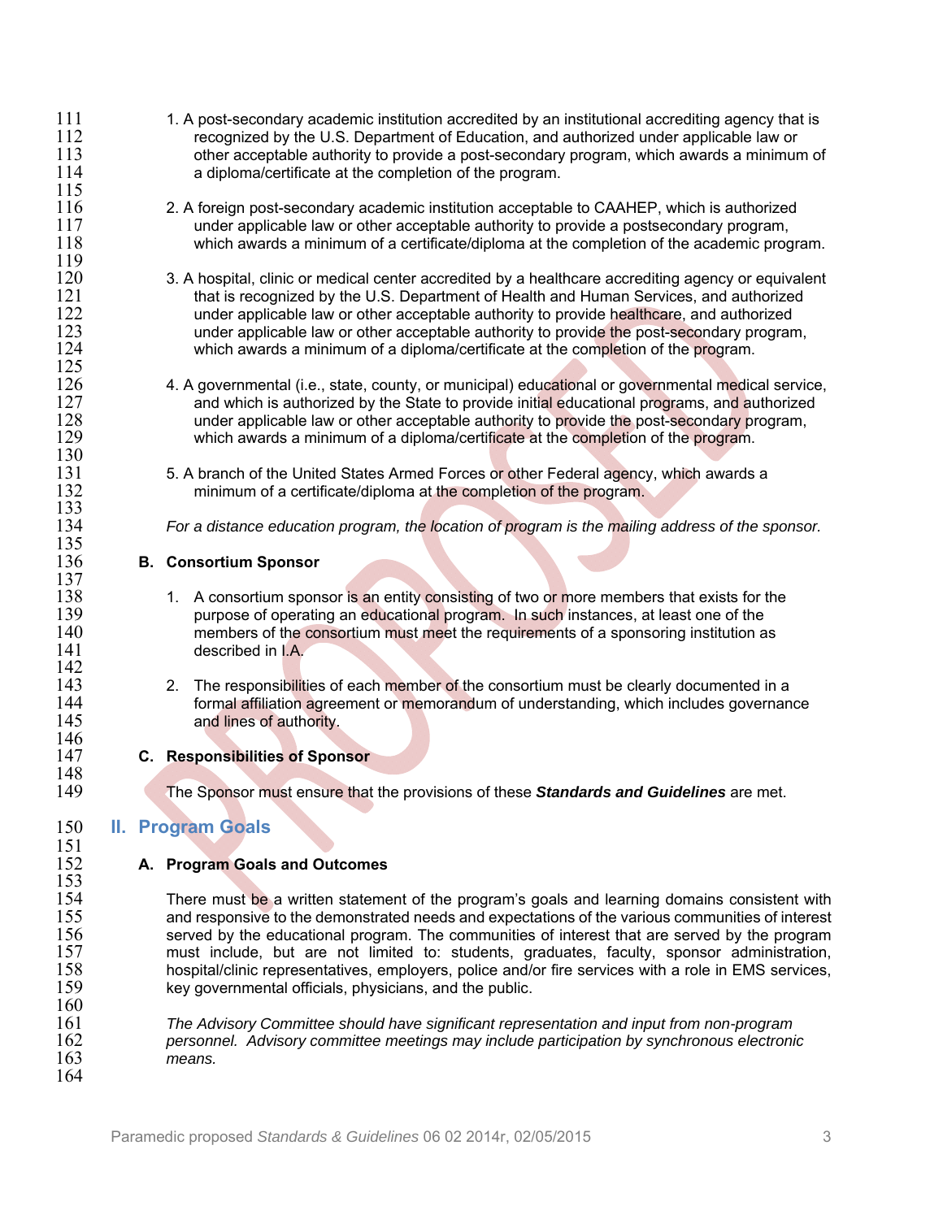1. A post-secondary academic institution accredited by an institutional accrediting agency that is recognized by the U.S. Department of Education, and authorized under applicable law or other acceptable authority to provide a post-secondary program, which awards a minimum of a diploma/certificate at the completion of the program.

2. A foreign post-secondary academic institution acceptable to CAAHEP, which is authorized under applicable law or other acceptable authority to provide a postsecondary program, which awards a minimum of a certificate/diploma at the completion of the academic program.

3. A hospital, clinic or medical center accredited by a healthcare accrediting agency or equivalent that is recognized by the U.S. Department of Health and Human Services, and authorized under applicable law or other acceptable authority to provide healthcare, and authorized under applicable law or other acceptable authority to provide the post-secondary program, which awards a minimum of a diploma/certificate at the completion of the program.

4. A governmental (i.e., state, county, or municipal) educational or governmental medical service, and which is authorized by the State to provide initial educational programs, and authorized under applicable law or other acceptable authority to provide the post-secondary program, which awards a minimum of a diploma/certificate at the completion of the program.

5. A branch of the United States Armed Forces or other Federal agency, which awards a minimum of a certificate/diploma at the completion of the program.

*For a distance education program, the location of program is the mailing address of the sponsor.*

### B. Consortium Sponsor

1. A consortium sponsor is an entity consisting of two or more members that exists for the purpose of operating an educational program. In such instances, at least one of the members of the consortium must meet the requirements of a sponsoring institution as described in I.A.

2. The responsibilities of each member of the consortium must be clearly documented in a formal affiliation agreement or memorandum of understanding, which includes governance and lines of authority.

### C. Responsibilities of Sponsor

The Sponsor must ensure that the provisions of these ***Standards and Guidelines*** are met.

## II. Program Goals

### A. Program Goals and Outcomes

There must be a written statement of the program's goals and learning domains consistent with and responsive to the demonstrated needs and expectations of the various communities of interest served by the educational program. The communities of interest that are served by the program must include, but are not limited to: students, graduates, faculty, sponsor administration, hospital/clinic representatives, employers, police and/or fire services with a role in EMS services, key governmental officials, physicians, and the public.

*The Advisory Committee should have significant representation and input from non-program personnel. Advisory committee meetings may include participation by synchronous electronic means.*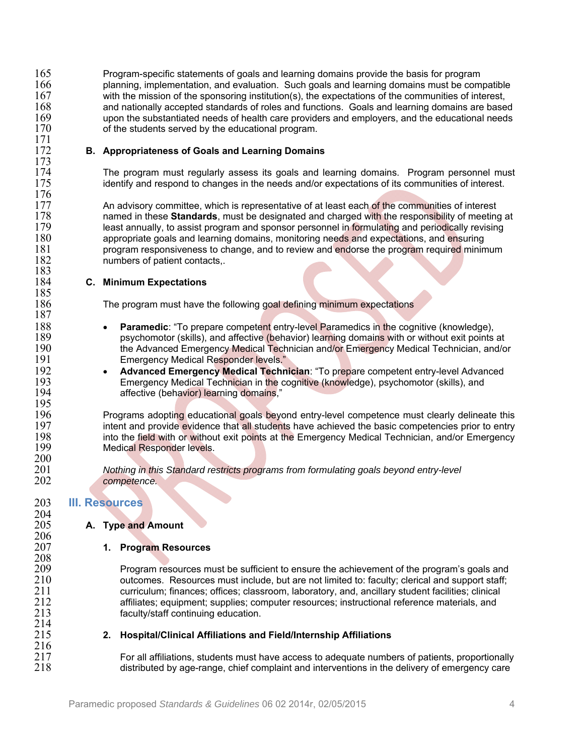Program-specific statements of goals and learning domains provide the basis for program planning, implementation, and evaluation. Such goals and learning domains must be compatible with the mission of the sponsoring institution(s), the expectations of the communities of interest, and nationally accepted standards of roles and functions. Goals and learning domains are based upon the substantiated needs of health care providers and employers, and the educational needs of the students served by the educational program.

### B. Appropriateness of Goals and Learning Domains

The program must regularly assess its goals and learning domains. Program personnel must identify and respond to changes in the needs and/or expectations of its communities of interest.

An advisory committee, which is representative of at least each of the communities of interest named in these **Standards**, must be designated and charged with the responsibility of meeting at least annually, to assist program and sponsor personnel in formulating and periodically revising appropriate goals and learning domains, monitoring needs and expectations, and ensuring program responsiveness to change, and to review and endorse the program required minimum numbers of patient contacts,.

### C. Minimum Expectations

The program must have the following goal defining minimum expectations

- **Paramedic**: "To prepare competent entry-level Paramedics in the cognitive (knowledge), psychomotor (skills), and affective (behavior) learning domains with or without exit points at the Advanced Emergency Medical Technician and/or Emergency Medical Technician, and/or Emergency Medical Responder levels."
- **Advanced Emergency Medical Technician**: "To prepare competent entry-level Advanced Emergency Medical Technician in the cognitive (knowledge), psychomotor (skills), and affective (behavior) learning domains,"

Programs adopting educational goals beyond entry-level competence must clearly delineate this intent and provide evidence that all students have achieved the basic competencies prior to entry into the field with or without exit points at the Emergency Medical Technician, and/or Emergency Medical Responder levels.

*Nothing in this Standard restricts programs from formulating goals beyond entry-level competence.*

## III. Resources

### A. Type and Amount

#### 1. Program Resources

Program resources must be sufficient to ensure the achievement of the program's goals and outcomes. Resources must include, but are not limited to: faculty; clerical and support staff; curriculum; finances; offices; classroom, laboratory, and, ancillary student facilities; clinical affiliates; equipment; supplies; computer resources; instructional reference materials, and faculty/staff continuing education.

#### 2. Hospital/Clinical Affiliations and Field/Internship Affiliations

For all affiliations, students must have access to adequate numbers of patients, proportionally distributed by age-range, chief complaint and interventions in the delivery of emergency care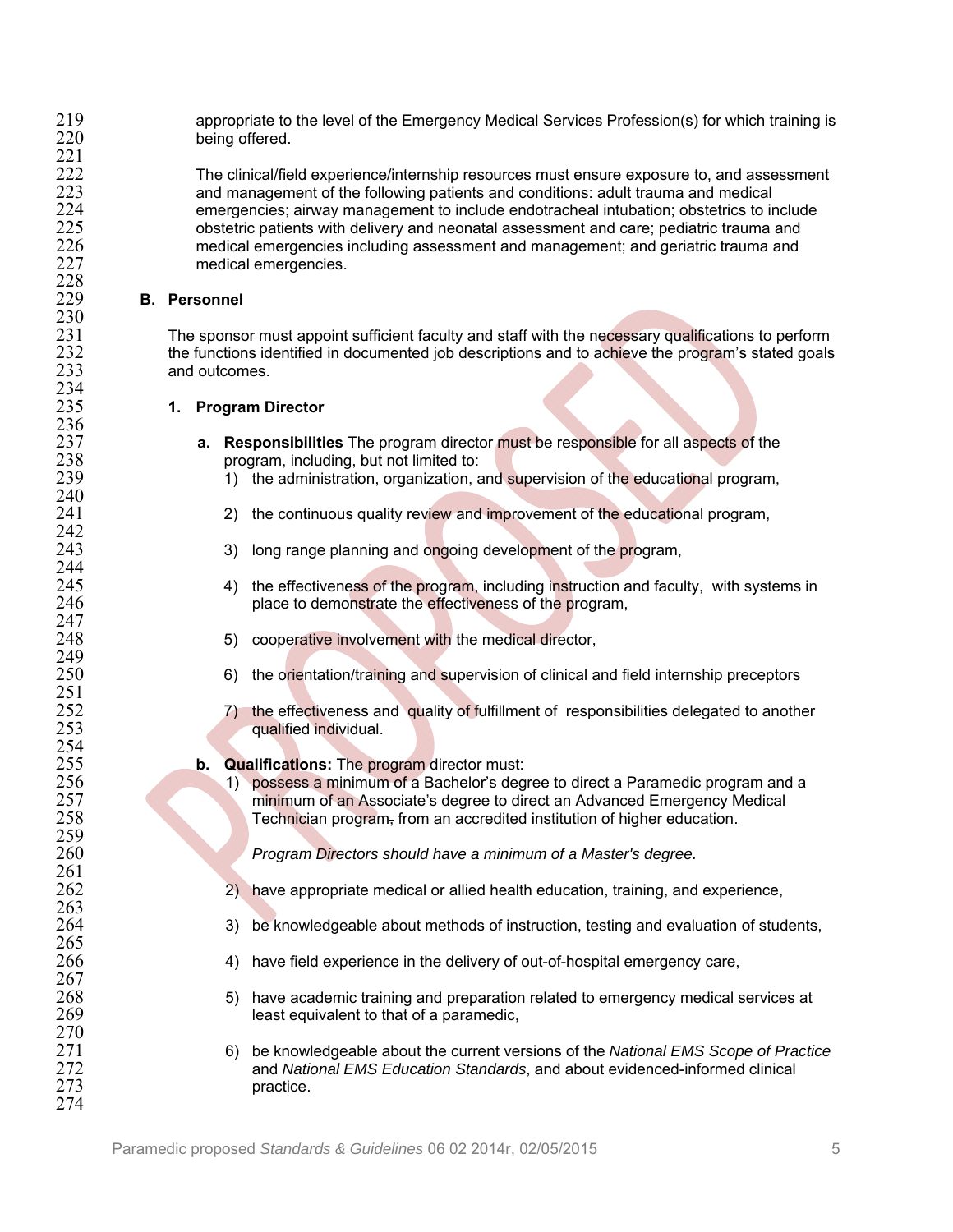appropriate to the level of the Emergency Medical Services Profession(s) for which training is being offered.

The clinical/field experience/internship resources must ensure exposure to, and assessment and management of the following patients and conditions: adult trauma and medical emergencies; airway management to include endotracheal intubation; obstetrics to include obstetric patients with delivery and neonatal assessment and care; pediatric trauma and medical emergencies including assessment and management; and geriatric trauma and medical emergencies.

## B. Personnel

The sponsor must appoint sufficient faculty and staff with the necessary qualifications to perform the functions identified in documented job descriptions and to achieve the program's stated goals and outcomes.

### 1. Program Director

**a. Responsibilities** The program director must be responsible for all aspects of the program, including, but not limited to:

1) the administration, organization, and supervision of the educational program,

2) the continuous quality review and improvement of the educational program,

3) long range planning and ongoing development of the program,

4) the effectiveness of the program, including instruction and faculty, with systems in place to demonstrate the effectiveness of the program,

5) cooperative involvement with the medical director,

6) the orientation/training and supervision of clinical and field internship preceptors

7) the effectiveness and quality of fulfillment of responsibilities delegated to another qualified individual.

**b. Qualifications:** The program director must:

1) possess a minimum of a Bachelor's degree to direct a Paramedic program and a minimum of an Associate's degree to direct an Advanced Emergency Medical Technician program, from an accredited institution of higher education.

   *Program Directors should have a minimum of a Master's degree.*

2) have appropriate medical or allied health education, training, and experience,

3) be knowledgeable about methods of instruction, testing and evaluation of students,

4) have field experience in the delivery of out-of-hospital emergency care,

5) have academic training and preparation related to emergency medical services at least equivalent to that of a paramedic,

6) be knowledgeable about the current versions of the *National EMS Scope of Practice* and *National EMS Education Standards*, and about evidenced-informed clinical practice.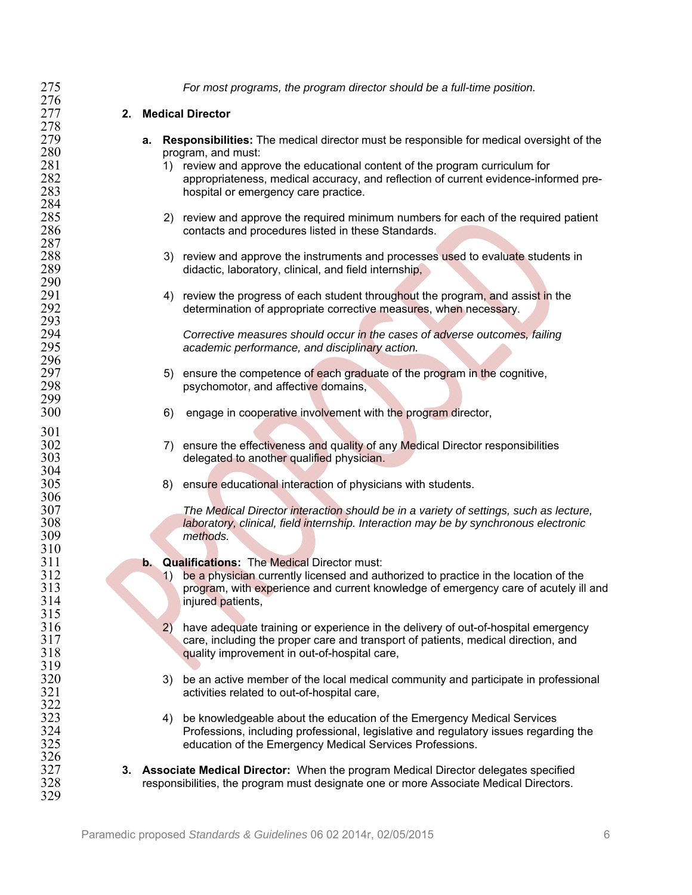*For most programs, the program director should be a full-time position.*

**2. Medical Director**

**a. Responsibilities:** The medical director must be responsible for medical oversight of the program, and must:

1) review and approve the educational content of the program curriculum for appropriateness, medical accuracy, and reflection of current evidence-informed pre-hospital or emergency care practice.

2) review and approve the required minimum numbers for each of the required patient contacts and procedures listed in these Standards.

3) review and approve the instruments and processes used to evaluate students in didactic, laboratory, clinical, and field internship,

4) review the progress of each student throughout the program, and assist in the determination of appropriate corrective measures, when necessary.

   *Corrective measures should occur in the cases of adverse outcomes, failing academic performance, and disciplinary action.*

5) ensure the competence of each graduate of the program in the cognitive, psychomotor, and affective domains,

6) engage in cooperative involvement with the program director,

7) ensure the effectiveness and quality of any Medical Director responsibilities delegated to another qualified physician.

8) ensure educational interaction of physicians with students.

   *The Medical Director interaction should be in a variety of settings, such as lecture, laboratory, clinical, field internship. Interaction may be by synchronous electronic methods.*

**b. Qualifications:** The Medical Director must:

1) be a physician currently licensed and authorized to practice in the location of the program, with experience and current knowledge of emergency care of acutely ill and injured patients,

2) have adequate training or experience in the delivery of out-of-hospital emergency care, including the proper care and transport of patients, medical direction, and quality improvement in out-of-hospital care,

3) be an active member of the local medical community and participate in professional activities related to out-of-hospital care,

4) be knowledgeable about the education of the Emergency Medical Services Professions, including professional, legislative and regulatory issues regarding the education of the Emergency Medical Services Professions.

**3. Associate Medical Director:** When the program Medical Director delegates specified responsibilities, the program must designate one or more Associate Medical Directors.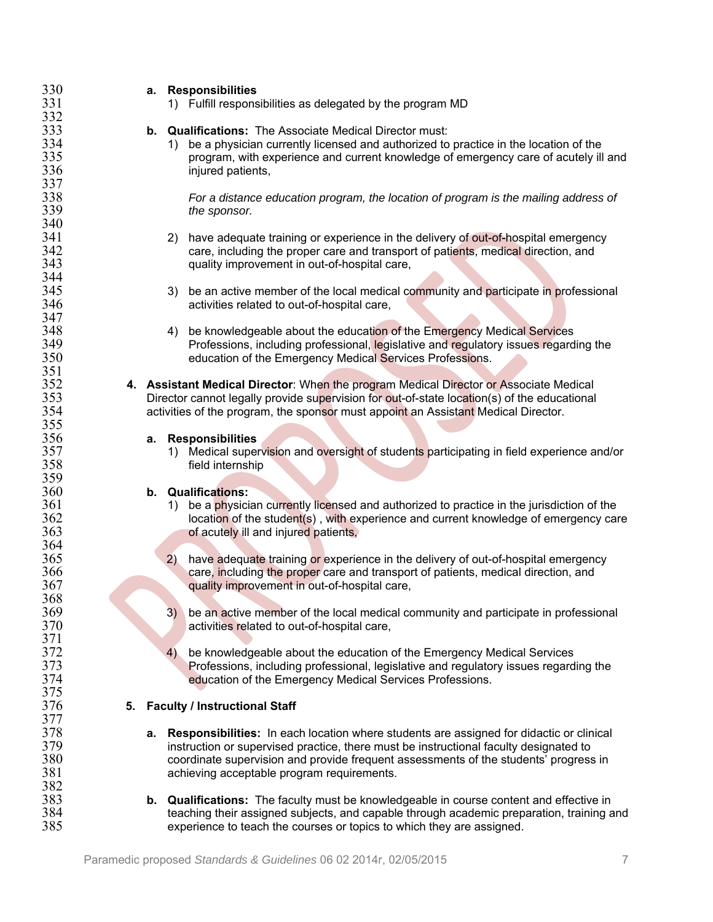**a. Responsibilities**

1) Fulfill responsibilities as delegated by the program MD

**b. Qualifications:** The Associate Medical Director must:

1) be a physician currently licensed and authorized to practice in the location of the program, with experience and current knowledge of emergency care of acutely ill and injured patients,

   *For a distance education program, the location of program is the mailing address of the sponsor.*

2) have adequate training or experience in the delivery of out-of-hospital emergency care, including the proper care and transport of patients, medical direction, and quality improvement in out-of-hospital care,

3) be an active member of the local medical community and participate in professional activities related to out-of-hospital care,

4) be knowledgeable about the education of the Emergency Medical Services Professions, including professional, legislative and regulatory issues regarding the education of the Emergency Medical Services Professions.

**4. Assistant Medical Director**: When the program Medical Director or Associate Medical Director cannot legally provide supervision for out-of-state location(s) of the educational activities of the program, the sponsor must appoint an Assistant Medical Director.

**a. Responsibilities**

1) Medical supervision and oversight of students participating in field experience and/or field internship

**b. Qualifications:**

1) be a physician currently licensed and authorized to practice in the jurisdiction of the location of the student(s) , with experience and current knowledge of emergency care of acutely ill and injured patients,

2) have adequate training or experience in the delivery of out-of-hospital emergency care, including the proper care and transport of patients, medical direction, and quality improvement in out-of-hospital care,

3) be an active member of the local medical community and participate in professional activities related to out-of-hospital care,

4) be knowledgeable about the education of the Emergency Medical Services Professions, including professional, legislative and regulatory issues regarding the education of the Emergency Medical Services Professions.

**5. Faculty / Instructional Staff**

**a. Responsibilities:** In each location where students are assigned for didactic or clinical instruction or supervised practice, there must be instructional faculty designated to coordinate supervision and provide frequent assessments of the students' progress in achieving acceptable program requirements.

**b. Qualifications:** The faculty must be knowledgeable in course content and effective in teaching their assigned subjects, and capable through academic preparation, training and experience to teach the courses or topics to which they are assigned.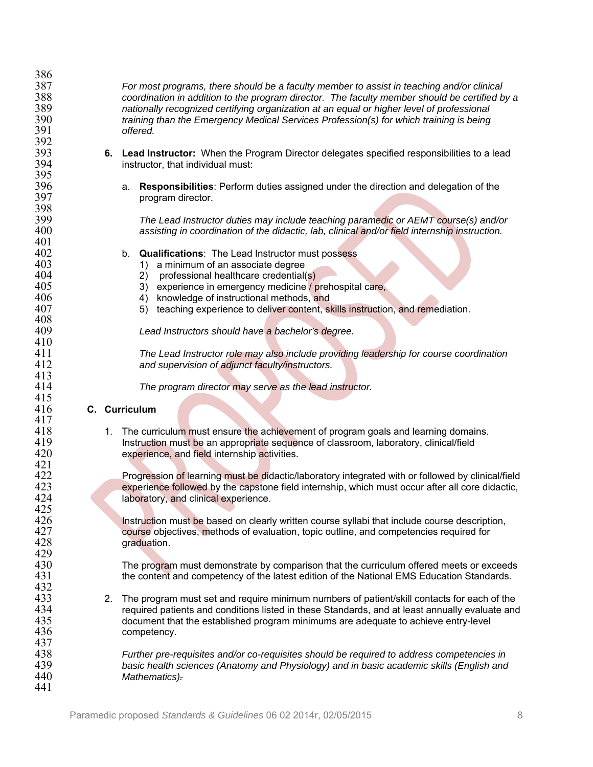*For most programs, there should be a faculty member to assist in teaching and/or clinical coordination in addition to the program director. The faculty member should be certified by a nationally recognized certifying organization at an equal or higher level of professional training than the Emergency Medical Services Profession(s) for which training is being offered.*

**6. Lead Instructor:** When the Program Director delegates specified responsibilities to a lead instructor, that individual must:

a. **Responsibilities**: Perform duties assigned under the direction and delegation of the program director.

*The Lead Instructor duties may include teaching paramedic or AEMT course(s) and/or assisting in coordination of the didactic, lab, clinical and/or field internship instruction.*

b. **Qualifications**: The Lead Instructor must possess
1) a minimum of an associate degree
2) professional healthcare credential(s)
3) experience in emergency medicine / prehospital care,
4) knowledge of instructional methods, and
5) teaching experience to deliver content, skills instruction, and remediation.

*Lead Instructors should have a bachelor's degree.*

*The Lead Instructor role may also include providing leadership for course coordination and supervision of adjunct faculty/instructors.*

*The program director may serve as the lead instructor.*

## C. Curriculum

1. The curriculum must ensure the achievement of program goals and learning domains. Instruction must be an appropriate sequence of classroom, laboratory, clinical/field experience, and field internship activities.

   Progression of learning must be didactic/laboratory integrated with or followed by clinical/field experience followed by the capstone field internship, which must occur after all core didactic, laboratory, and clinical experience.

   Instruction must be based on clearly written course syllabi that include course description, course objectives, methods of evaluation, topic outline, and competencies required for graduation.

   The program must demonstrate by comparison that the curriculum offered meets or exceeds the content and competency of the latest edition of the National EMS Education Standards.

2. The program must set and require minimum numbers of patient/skill contacts for each of the required patients and conditions listed in these Standards, and at least annually evaluate and document that the established program minimums are adequate to achieve entry-level competency.

   *Further pre-requisites and/or co-requisites should be required to address competencies in basic health sciences (Anatomy and Physiology) and in basic academic skills (English and Mathematics).*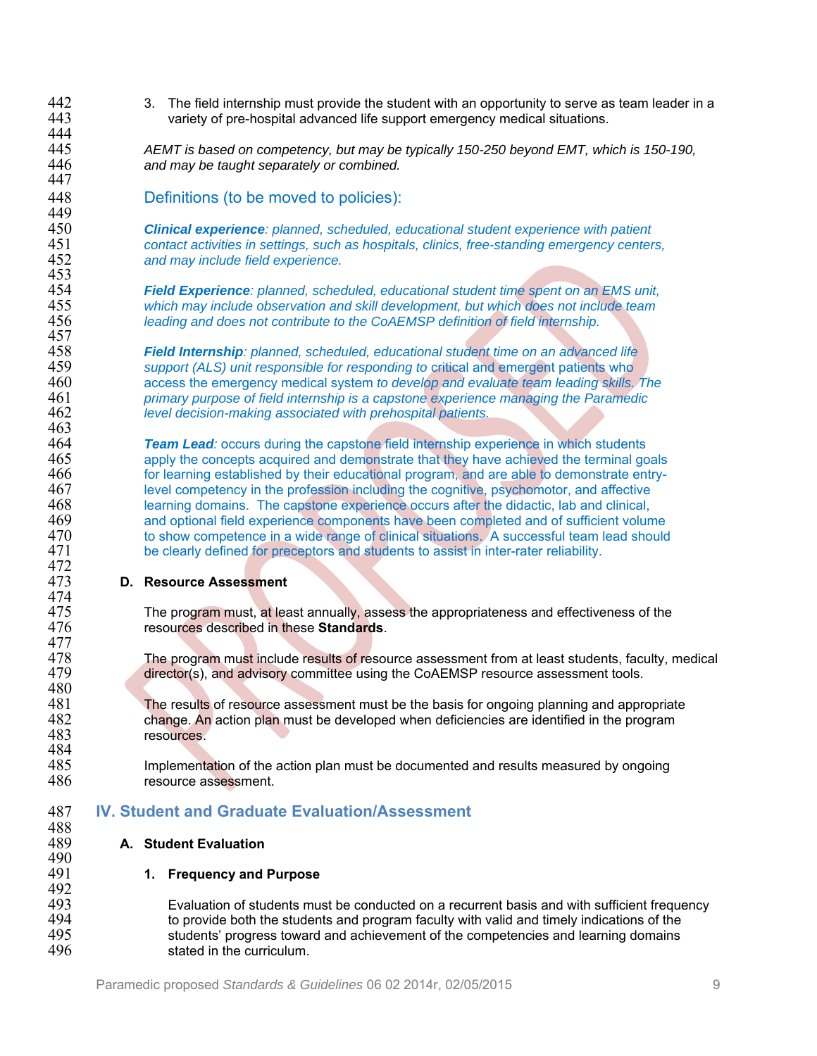3. The field internship must provide the student with an opportunity to serve as team leader in a variety of pre-hospital advanced life support emergency medical situations.

*AEMT is based on competency, but may be typically 150-250 beyond EMT, which is 150-190, and may be taught separately or combined.*

### Definitions (to be moved to policies):

***Clinical experience**: planned, scheduled, educational student experience with patient contact activities in settings, such as hospitals, clinics, free-standing emergency centers, and may include field experience.*

***Field Experience**: planned, scheduled, educational student time spent on an EMS unit, which may include observation and skill development, but which does not include team leading and does not contribute to the CoAEMSP definition of field internship.*

***Field Internship**: planned, scheduled, educational student time on an advanced life support (ALS) unit responsible for responding to* critical and emergent patients who access the emergency medical system *to develop and evaluate team leading skills. The primary purpose of field internship is a capstone experience managing the Paramedic level decision-making associated with prehospital patients.*

***Team Lead**:* occurs during the capstone field internship experience in which students apply the concepts acquired and demonstrate that they have achieved the terminal goals for learning established by their educational program, and are able to demonstrate entry-level competency in the profession including the cognitive, psychomotor, and affective learning domains. The capstone experience occurs after the didactic, lab and clinical, and optional field experience components have been completed and of sufficient volume to show competence in a wide range of clinical situations. A successful team lead should be clearly defined for preceptors and students to assist in inter-rater reliability.

**D. Resource Assessment**

The program must, at least annually, assess the appropriateness and effectiveness of the resources described in these **Standards**.

The program must include results of resource assessment from at least students, faculty, medical director(s), and advisory committee using the CoAEMSP resource assessment tools.

The results of resource assessment must be the basis for ongoing planning and appropriate change. An action plan must be developed when deficiencies are identified in the program resources.

Implementation of the action plan must be documented and results measured by ongoing resource assessment.

## IV. Student and Graduate Evaluation/Assessment

**A. Student Evaluation**

**1. Frequency and Purpose**

Evaluation of students must be conducted on a recurrent basis and with sufficient frequency to provide both the students and program faculty with valid and timely indications of the students' progress toward and achievement of the competencies and learning domains stated in the curriculum.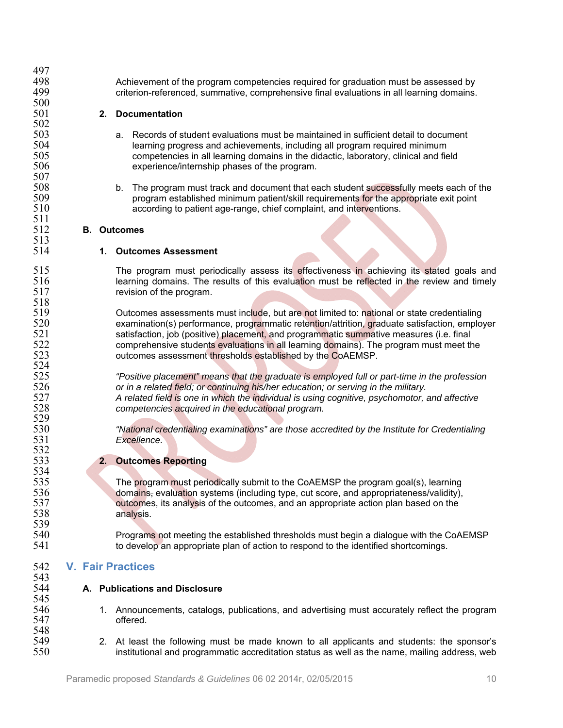Achievement of the program competencies required for graduation must be assessed by criterion-referenced, summative, comprehensive final evaluations in all learning domains.

**2. Documentation**

a. Records of student evaluations must be maintained in sufficient detail to document learning progress and achievements, including all program required minimum competencies in all learning domains in the didactic, laboratory, clinical and field experience/internship phases of the program.

b. The program must track and document that each student successfully meets each of the program established minimum patient/skill requirements for the appropriate exit point according to patient age-range, chief complaint, and interventions.

### B. Outcomes

**1. Outcomes Assessment**

The program must periodically assess its effectiveness in achieving its stated goals and learning domains. The results of this evaluation must be reflected in the review and timely revision of the program.

Outcomes assessments must include, but are not limited to: national or state credentialing examination(s) performance, programmatic retention/attrition, graduate satisfaction, employer satisfaction, job (positive) placement, and programmatic summative measures (i.e. final comprehensive students evaluations in all learning domains). The program must meet the outcomes assessment thresholds established by the CoAEMSP.

*"Positive placement" means that the graduate is employed full or part-time in the profession or in a related field; or continuing his/her education; or serving in the military.*
*A related field is one in which the individual is using cognitive, psychomotor, and affective competencies acquired in the educational program.*

*"National credentialing examinations" are those accredited by the Institute for Credentialing Excellence.*

**2. Outcomes Reporting**

The program must periodically submit to the CoAEMSP the program goal(s), learning domains, evaluation systems (including type, cut score, and appropriateness/validity), outcomes, its analysis of the outcomes, and an appropriate action plan based on the analysis.

Programs not meeting the established thresholds must begin a dialogue with the CoAEMSP to develop an appropriate plan of action to respond to the identified shortcomings.

## V. Fair Practices

### A. Publications and Disclosure

1. Announcements, catalogs, publications, and advertising must accurately reflect the program offered.

2. At least the following must be made known to all applicants and students: the sponsor's institutional and programmatic accreditation status as well as the name, mailing address, web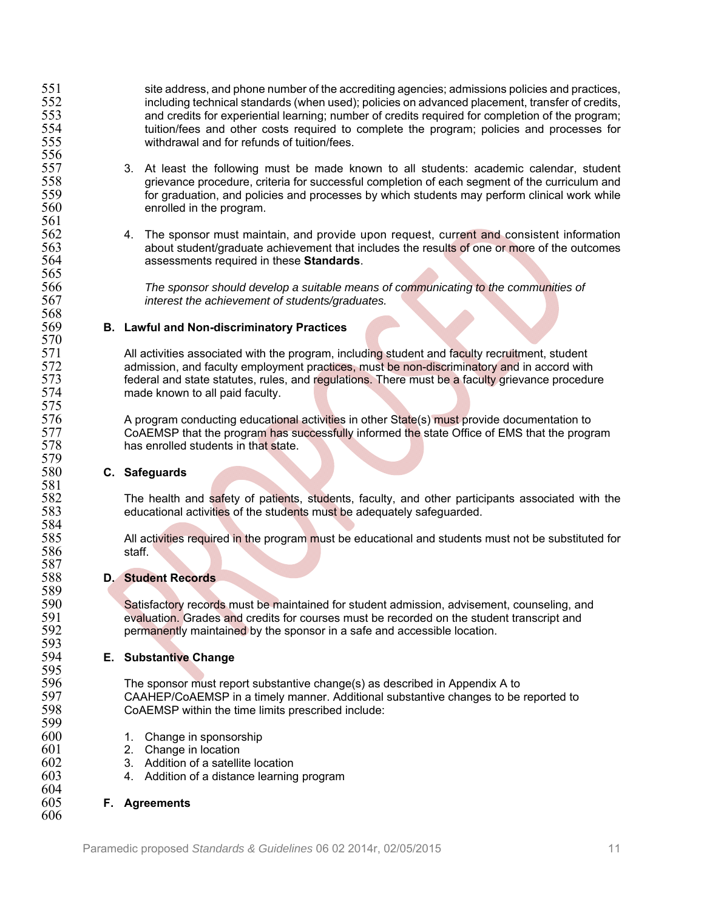site address, and phone number of the accrediting agencies; admissions policies and practices, including technical standards (when used); policies on advanced placement, transfer of credits, and credits for experiential learning; number of credits required for completion of the program; tuition/fees and other costs required to complete the program; policies and processes for withdrawal and for refunds of tuition/fees.

3. At least the following must be made known to all students: academic calendar, student grievance procedure, criteria for successful completion of each segment of the curriculum and for graduation, and policies and processes by which students may perform clinical work while enrolled in the program.

4. The sponsor must maintain, and provide upon request, current and consistent information about student/graduate achievement that includes the results of one or more of the outcomes assessments required in these **Standards**.

   *The sponsor should develop a suitable means of communicating to the communities of interest the achievement of students/graduates.*

### B. Lawful and Non-discriminatory Practices

All activities associated with the program, including student and faculty recruitment, student admission, and faculty employment practices, must be non-discriminatory and in accord with federal and state statutes, rules, and regulations. There must be a faculty grievance procedure made known to all paid faculty.

A program conducting educational activities in other State(s) must provide documentation to CoAEMSP that the program has successfully informed the state Office of EMS that the program has enrolled students in that state.

### C. Safeguards

The health and safety of patients, students, faculty, and other participants associated with the educational activities of the students must be adequately safeguarded.

All activities required in the program must be educational and students must not be substituted for staff.

### D. Student Records

Satisfactory records must be maintained for student admission, advisement, counseling, and evaluation. Grades and credits for courses must be recorded on the student transcript and permanently maintained by the sponsor in a safe and accessible location.

### E. Substantive Change

The sponsor must report substantive change(s) as described in Appendix A to CAAHEP/CoAEMSP in a timely manner. Additional substantive changes to be reported to CoAEMSP within the time limits prescribed include:

1. Change in sponsorship
2. Change in location
3. Addition of a satellite location
4. Addition of a distance learning program

### F. Agreements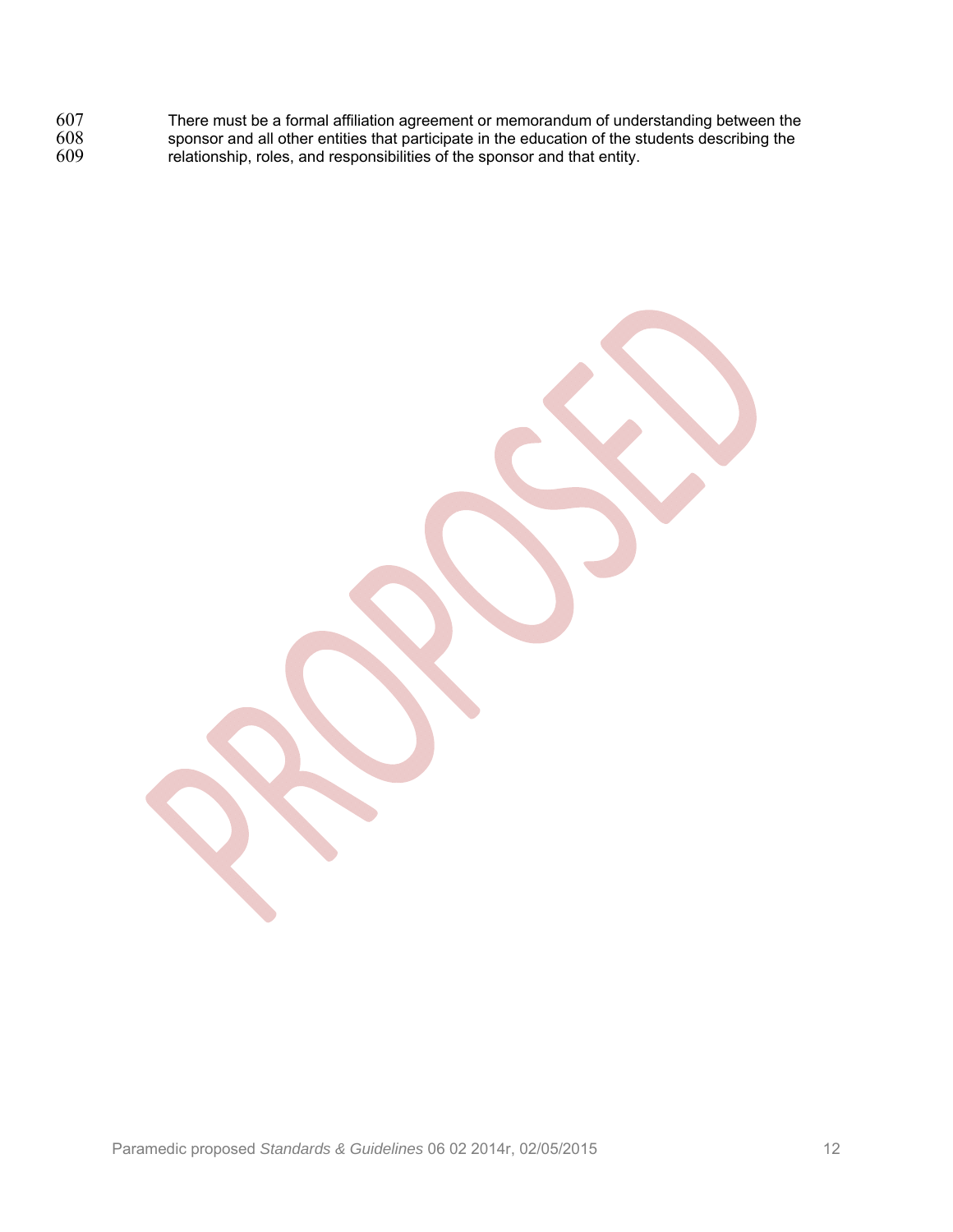There must be a formal affiliation agreement or memorandum of understanding between the sponsor and all other entities that participate in the education of the students describing the relationship, roles, and responsibilities of the sponsor and that entity.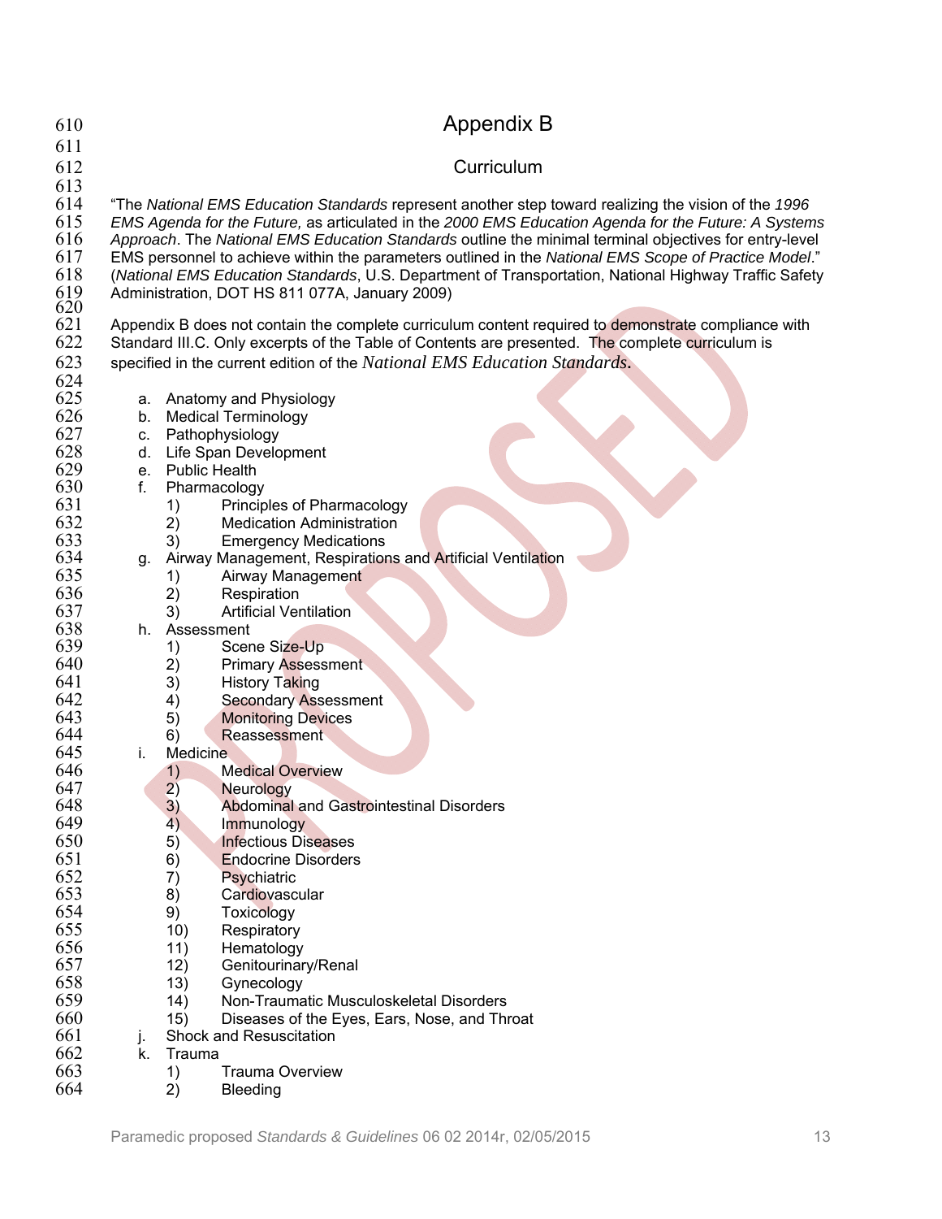# Appendix B

## Curriculum

"The *National EMS Education Standards* represent another step toward realizing the vision of the *1996 EMS Agenda for the Future,* as articulated in the *2000 EMS Education Agenda for the Future: A Systems Approach*. The *National EMS Education Standards* outline the minimal terminal objectives for entry-level EMS personnel to achieve within the parameters outlined in the *National EMS Scope of Practice Model*." (*National EMS Education Standards*, U.S. Department of Transportation, National Highway Traffic Safety Administration, DOT HS 811 077A, January 2009)

Appendix B does not contain the complete curriculum content required to demonstrate compliance with Standard III.C. Only excerpts of the Table of Contents are presented. The complete curriculum is specified in the current edition of the *National EMS Education Standards*.

a. Anatomy and Physiology
b. Medical Terminology
c. Pathophysiology
d. Life Span Development
e. Public Health
f. Pharmacology
   1) Principles of Pharmacology
   2) Medication Administration
   3) Emergency Medications
g. Airway Management, Respirations and Artificial Ventilation
   1) Airway Management
   2) Respiration
   3) Artificial Ventilation
h. Assessment
   1) Scene Size-Up
   2) Primary Assessment
   3) History Taking
   4) Secondary Assessment
   5) Monitoring Devices
   6) Reassessment
i. Medicine
   1) Medical Overview
   2) Neurology
   3) Abdominal and Gastrointestinal Disorders
   4) Immunology
   5) Infectious Diseases
   6) Endocrine Disorders
   7) Psychiatric
   8) Cardiovascular
   9) Toxicology
   10) Respiratory
   11) Hematology
   12) Genitourinary/Renal
   13) Gynecology
   14) Non-Traumatic Musculoskeletal Disorders
   15) Diseases of the Eyes, Ears, Nose, and Throat
j. Shock and Resuscitation
k. Trauma
   1) Trauma Overview
   2) Bleeding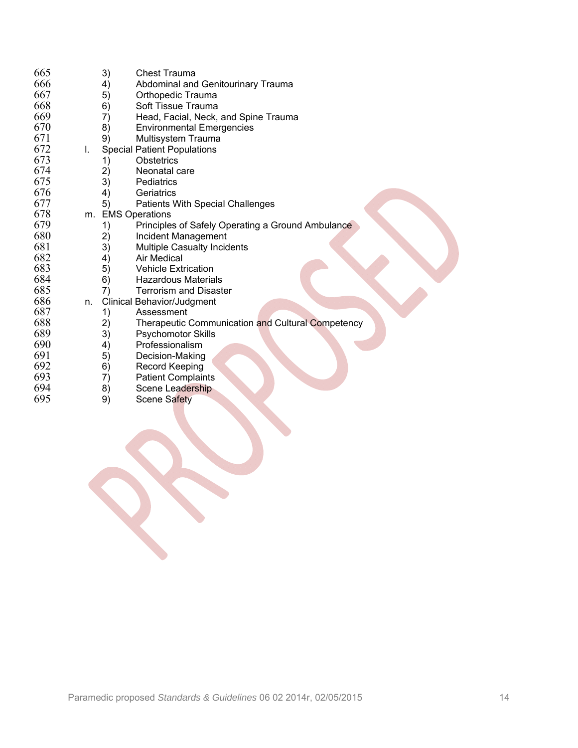3) Chest Trauma
4) Abdominal and Genitourinary Trauma
5) Orthopedic Trauma
6) Soft Tissue Trauma
7) Head, Facial, Neck, and Spine Trauma
8) Environmental Emergencies
9) Multisystem Trauma

l. Special Patient Populations
   1) Obstetrics
   2) Neonatal care
   3) Pediatrics
   4) Geriatrics
   5) Patients With Special Challenges

m. EMS Operations
   1) Principles of Safely Operating a Ground Ambulance
   2) Incident Management
   3) Multiple Casualty Incidents
   4) Air Medical
   5) Vehicle Extrication
   6) Hazardous Materials
   7) Terrorism and Disaster

n. Clinical Behavior/Judgment
   1) Assessment
   2) Therapeutic Communication and Cultural Competency
   3) Psychomotor Skills
   4) Professionalism
   5) Decision-Making
   6) Record Keeping
   7) Patient Complaints
   8) Scene Leadership
   9) Scene Safety